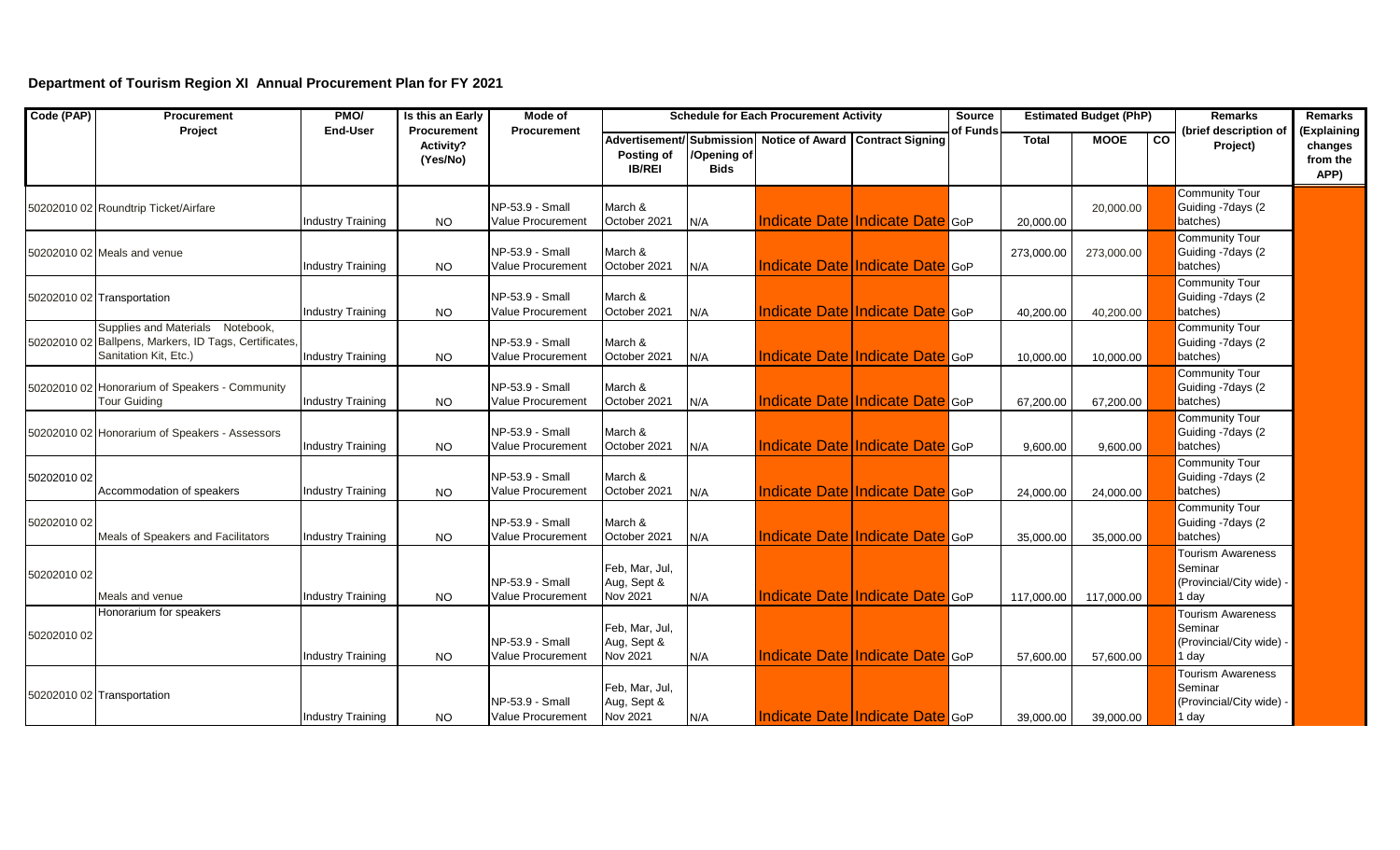# Department of Tourism Region XI Annual Procurement Plan for FY 2021

| Code (PAP) | Procurement Project | PMO/ End-User | Is this an Early Procurement Activity? (Yes/No) | Mode of Procurement | Schedule for Each Procurement Activity | | | | Source of Funds | Estimated Budget (PhP) | | | Remarks (brief description of Project) | Remarks (Explaining changes from the APP) |
|---|---|---|---|---|---|---|---|---|---|---|---|---|---|---|
| | | | | | Advertisement/ Posting of IB/REI | Submission /Opening of Bids | Notice of Award | Contract Signing | | Total | MOOE | CO | | |
| 50202010 02 | Roundtrip Ticket/Airfare | Industry Training | NO | NP-53.9 - Small Value Procurement | March & October 2021 | N/A | Indicate Date | Indicate Date | GoP | 20,000.00 | 20,000.00 | | Community Tour Guiding -7days (2 batches) | |
| 50202010 02 | Meals and venue | Industry Training | NO | NP-53.9 - Small Value Procurement | March & October 2021 | N/A | Indicate Date | Indicate Date | GoP | 273,000.00 | 273,000.00 | | Community Tour Guiding -7days (2 batches) | |
| 50202010 02 | Transportation | Industry Training | NO | NP-53.9 - Small Value Procurement | March & October 2021 | N/A | Indicate Date | Indicate Date | GoP | 40,200.00 | 40,200.00 | | Community Tour Guiding -7days (2 batches) | |
| 50202010 02 | Supplies and Materials Notebook, Ballpens, Markers, ID Tags, Certificates, Sanitation Kit, Etc.) | Industry Training | NO | NP-53.9 - Small Value Procurement | March & October 2021 | N/A | Indicate Date | Indicate Date | GoP | 10,000.00 | 10,000.00 | | Community Tour Guiding -7days (2 batches) | |
| 50202010 02 | Honorarium of Speakers - Community Tour Guiding | Industry Training | NO | NP-53.9 - Small Value Procurement | March & October 2021 | N/A | Indicate Date | Indicate Date | GoP | 67,200.00 | 67,200.00 | | Community Tour Guiding -7days (2 batches) | |
| 50202010 02 | Honorarium of Speakers - Assessors | Industry Training | NO | NP-53.9 - Small Value Procurement | March & October 2021 | N/A | Indicate Date | Indicate Date | GoP | 9,600.00 | 9,600.00 | | Community Tour Guiding -7days (2 batches) | |
| 50202010 02 | Accommodation of speakers | Industry Training | NO | NP-53.9 - Small Value Procurement | March & October 2021 | N/A | Indicate Date | Indicate Date | GoP | 24,000.00 | 24,000.00 | | Community Tour Guiding -7days (2 batches) | |
| 50202010 02 | Meals of Speakers and Facilitators | Industry Training | NO | NP-53.9 - Small Value Procurement | March & October 2021 | N/A | Indicate Date | Indicate Date | GoP | 35,000.00 | 35,000.00 | | Community Tour Guiding -7days (2 batches) | |
| 50202010 02 | Meals and venue | Industry Training | NO | NP-53.9 - Small Value Procurement | Feb, Mar, Jul, Aug, Sept & Nov 2021 | N/A | Indicate Date | Indicate Date | GoP | 117,000.00 | 117,000.00 | | Tourism Awareness Seminar (Provincial/City wide) - 1 day | |
| 50202010 02 | Honorarium for speakers | Industry Training | NO | NP-53.9 - Small Value Procurement | Feb, Mar, Jul, Aug, Sept & Nov 2021 | N/A | Indicate Date | Indicate Date | GoP | 57,600.00 | 57,600.00 | | Tourism Awareness Seminar (Provincial/City wide) - 1 day | |
| 50202010 02 | Transportation | Industry Training | NO | NP-53.9 - Small Value Procurement | Feb, Mar, Jul, Aug, Sept & Nov 2021 | N/A | Indicate Date | Indicate Date | GoP | 39,000.00 | 39,000.00 | | Tourism Awareness Seminar (Provincial/City wide) - 1 day | |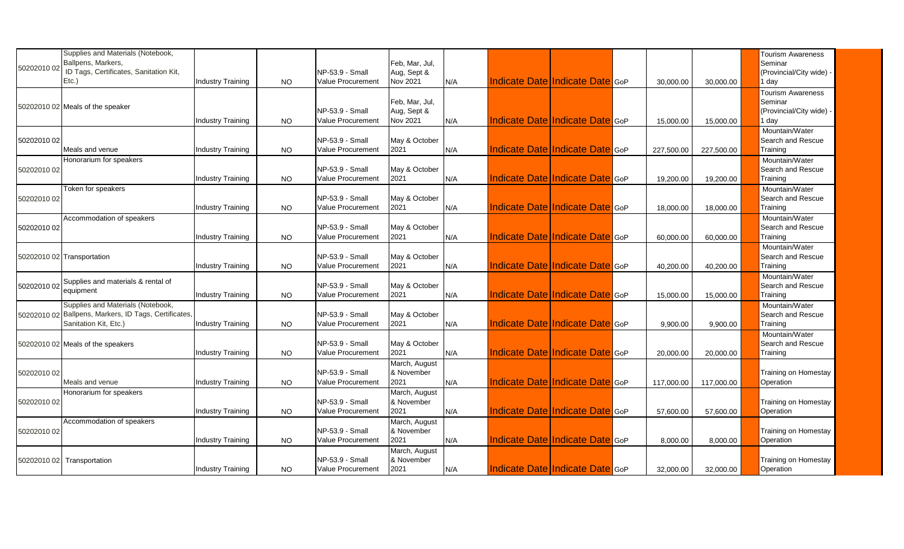| | | | | | | | | | | | | | |
|---|---|---|---|---|---|---|---|---|---|---|---|---|---|
| 50202010 02 | Supplies and Materials (Notebook, Ballpens, Markers, ID Tags, Certificates, Sanitation Kit, Etc.) | Industry Training | NO | NP-53.9 - Small Value Procurement | Feb, Mar, Jul, Aug, Sept & Nov 2021 | N/A | Indicate Date | Indicate Date | GoP | 30,000.00 | 30,000.00 | | Tourism Awareness Seminar (Provincial/City wide) - 1 day |
| 50202010 02 | Meals of the speaker | Industry Training | NO | NP-53.9 - Small Value Procurement | Feb, Mar, Jul, Aug, Sept & Nov 2021 | N/A | Indicate Date | Indicate Date | GoP | 15,000.00 | 15,000.00 | | Tourism Awareness Seminar (Provincial/City wide) - 1 day |
| 50202010 02 | Meals and venue | Industry Training | NO | NP-53.9 - Small Value Procurement | May & October 2021 | N/A | Indicate Date | Indicate Date | GoP | 227,500.00 | 227,500.00 | | Mountain/Water Search and Rescue Training |
| 50202010 02 | Honorarium for speakers | Industry Training | NO | NP-53.9 - Small Value Procurement | May & October 2021 | N/A | Indicate Date | Indicate Date | GoP | 19,200.00 | 19,200.00 | | Mountain/Water Search and Rescue Training |
| 50202010 02 | Token for speakers | Industry Training | NO | NP-53.9 - Small Value Procurement | May & October 2021 | N/A | Indicate Date | Indicate Date | GoP | 18,000.00 | 18,000.00 | | Mountain/Water Search and Rescue Training |
| 50202010 02 | Accommodation of speakers | Industry Training | NO | NP-53.9 - Small Value Procurement | May & October 2021 | N/A | Indicate Date | Indicate Date | GoP | 60,000.00 | 60,000.00 | | Mountain/Water Search and Rescue Training |
| 50202010 02 | Transportation | Industry Training | NO | NP-53.9 - Small Value Procurement | May & October 2021 | N/A | Indicate Date | Indicate Date | GoP | 40,200.00 | 40,200.00 | | Mountain/Water Search and Rescue Training |
| 50202010 02 | Supplies and materials & rental of equipment | Industry Training | NO | NP-53.9 - Small Value Procurement | May & October 2021 | N/A | Indicate Date | Indicate Date | GoP | 15,000.00 | 15,000.00 | | Mountain/Water Search and Rescue Training |
| 50202010 02 | Supplies and Materials (Notebook, Ballpens, Markers, ID Tags, Certificates, Sanitation Kit, Etc.) | Industry Training | NO | NP-53.9 - Small Value Procurement | May & October 2021 | N/A | Indicate Date | Indicate Date | GoP | 9,900.00 | 9,900.00 | | Mountain/Water Search and Rescue Training |
| 50202010 02 | Meals of the speakers | Industry Training | NO | NP-53.9 - Small Value Procurement | May & October 2021 | N/A | Indicate Date | Indicate Date | GoP | 20,000.00 | 20,000.00 | | Mountain/Water Search and Rescue Training |
| 50202010 02 | Meals and venue | Industry Training | NO | NP-53.9 - Small Value Procurement | March, August & November 2021 | N/A | Indicate Date | Indicate Date | GoP | 117,000.00 | 117,000.00 | | Training on Homestay Operation |
| 50202010 02 | Honorarium for speakers | Industry Training | NO | NP-53.9 - Small Value Procurement | March, August & November 2021 | N/A | Indicate Date | Indicate Date | GoP | 57,600.00 | 57,600.00 | | Training on Homestay Operation |
| 50202010 02 | Accommodation of speakers | Industry Training | NO | NP-53.9 - Small Value Procurement | March, August & November 2021 | N/A | Indicate Date | Indicate Date | GoP | 8,000.00 | 8,000.00 | | Training on Homestay Operation |
| 50202010 02 | Transportation | Industry Training | NO | NP-53.9 - Small Value Procurement | March, August & November 2021 | N/A | Indicate Date | Indicate Date | GoP | 32,000.00 | 32,000.00 | | Training on Homestay Operation |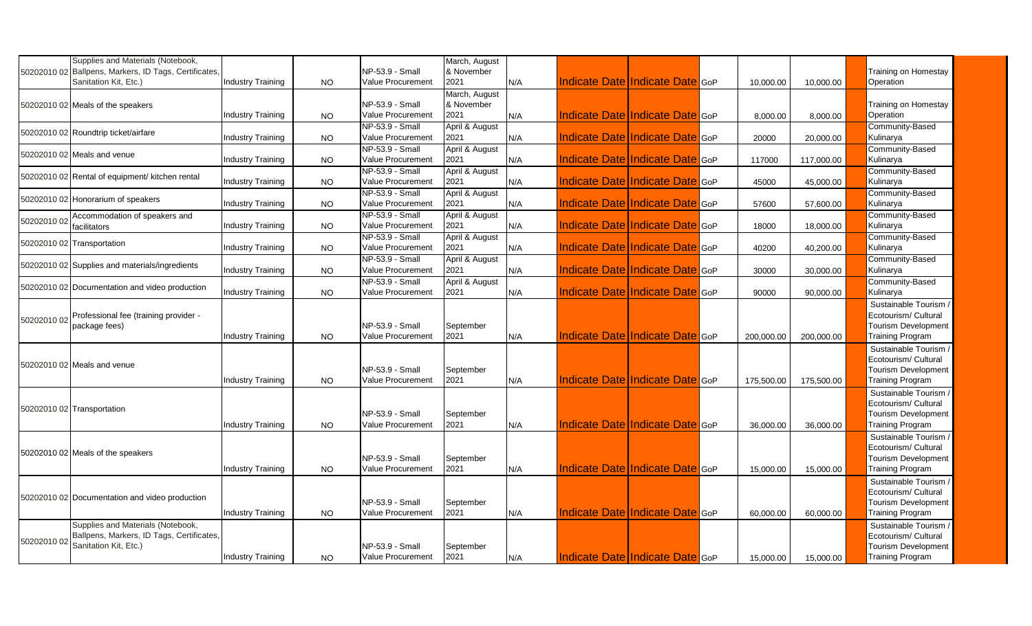| | | | | | | | | | | | | | | |
|---|---|---|---|---|---|---|---|---|---|---|---|---|---|---|
| 50202010 02 | Supplies and Materials (Notebook, Ballpens, Markers, ID Tags, Certificates, Sanitation Kit, Etc.) | Industry Training | NO | NP-53.9 - Small Value Procurement | March, August & November 2021 | N/A | Indicate Date | Indicate Date | GoP | 10,000.00 | 10,000.00 | | Training on Homestay Operation | |
| 50202010 02 | Meals of the speakers | Industry Training | NO | NP-53.9 - Small Value Procurement | March, August & November 2021 | N/A | Indicate Date | Indicate Date | GoP | 8,000.00 | 8,000.00 | | Training on Homestay Operation | |
| 50202010 02 | Roundtrip ticket/airfare | Industry Training | NO | NP-53.9 - Small Value Procurement | April & August 2021 | N/A | Indicate Date | Indicate Date | GoP | 20000 | 20,000.00 | | Community-Based Kulinarya | |
| 50202010 02 | Meals and venue | Industry Training | NO | NP-53.9 - Small Value Procurement | April & August 2021 | N/A | Indicate Date | Indicate Date | GoP | 117000 | 117,000.00 | | Community-Based Kulinarya | |
| 50202010 02 | Rental of equipment/ kitchen rental | Industry Training | NO | NP-53.9 - Small Value Procurement | April & August 2021 | N/A | Indicate Date | Indicate Date | GoP | 45000 | 45,000.00 | | Community-Based Kulinarya | |
| 50202010 02 | Honorarium of speakers | Industry Training | NO | NP-53.9 - Small Value Procurement | April & August 2021 | N/A | Indicate Date | Indicate Date | GoP | 57600 | 57,600.00 | | Community-Based Kulinarya | |
| 50202010 02 | Accommodation of speakers and facilitators | Industry Training | NO | NP-53.9 - Small Value Procurement | April & August 2021 | N/A | Indicate Date | Indicate Date | GoP | 18000 | 18,000.00 | | Community-Based Kulinarya | |
| 50202010 02 | Transportation | Industry Training | NO | NP-53.9 - Small Value Procurement | April & August 2021 | N/A | Indicate Date | Indicate Date | GoP | 40200 | 40,200.00 | | Community-Based Kulinarya | |
| 50202010 02 | Supplies and materials/ingredients | Industry Training | NO | NP-53.9 - Small Value Procurement | April & August 2021 | N/A | Indicate Date | Indicate Date | GoP | 30000 | 30,000.00 | | Community-Based Kulinarya | |
| 50202010 02 | Documentation and video production | Industry Training | NO | NP-53.9 - Small Value Procurement | April & August 2021 | N/A | Indicate Date | Indicate Date | GoP | 90000 | 90,000.00 | | Community-Based Kulinarya | |
| 50202010 02 | Professional fee (training provider - package fees) | Industry Training | NO | NP-53.9 - Small Value Procurement | September 2021 | N/A | Indicate Date | Indicate Date | GoP | 200,000.00 | 200,000.00 | | Sustainable Tourism / Ecotourism/ Cultural Tourism Development Training Program | |
| 50202010 02 | Meals and venue | Industry Training | NO | NP-53.9 - Small Value Procurement | September 2021 | N/A | Indicate Date | Indicate Date | GoP | 175,500.00 | 175,500.00 | | Sustainable Tourism / Ecotourism/ Cultural Tourism Development Training Program | |
| 50202010 02 | Transportation | Industry Training | NO | NP-53.9 - Small Value Procurement | September 2021 | N/A | Indicate Date | Indicate Date | GoP | 36,000.00 | 36,000.00 | | Sustainable Tourism / Ecotourism/ Cultural Tourism Development Training Program | |
| 50202010 02 | Meals of the speakers | Industry Training | NO | NP-53.9 - Small Value Procurement | September 2021 | N/A | Indicate Date | Indicate Date | GoP | 15,000.00 | 15,000.00 | | Sustainable Tourism / Ecotourism/ Cultural Tourism Development Training Program | |
| 50202010 02 | Documentation and video production | Industry Training | NO | NP-53.9 - Small Value Procurement | September 2021 | N/A | Indicate Date | Indicate Date | GoP | 60,000.00 | 60,000.00 | | Sustainable Tourism / Ecotourism/ Cultural Tourism Development Training Program | |
| 50202010 02 | Supplies and Materials (Notebook, Ballpens, Markers, ID Tags, Certificates, Sanitation Kit, Etc.) | Industry Training | NO | NP-53.9 - Small Value Procurement | September 2021 | N/A | Indicate Date | Indicate Date | GoP | 15,000.00 | 15,000.00 | | Sustainable Tourism / Ecotourism/ Cultural Tourism Development Training Program | |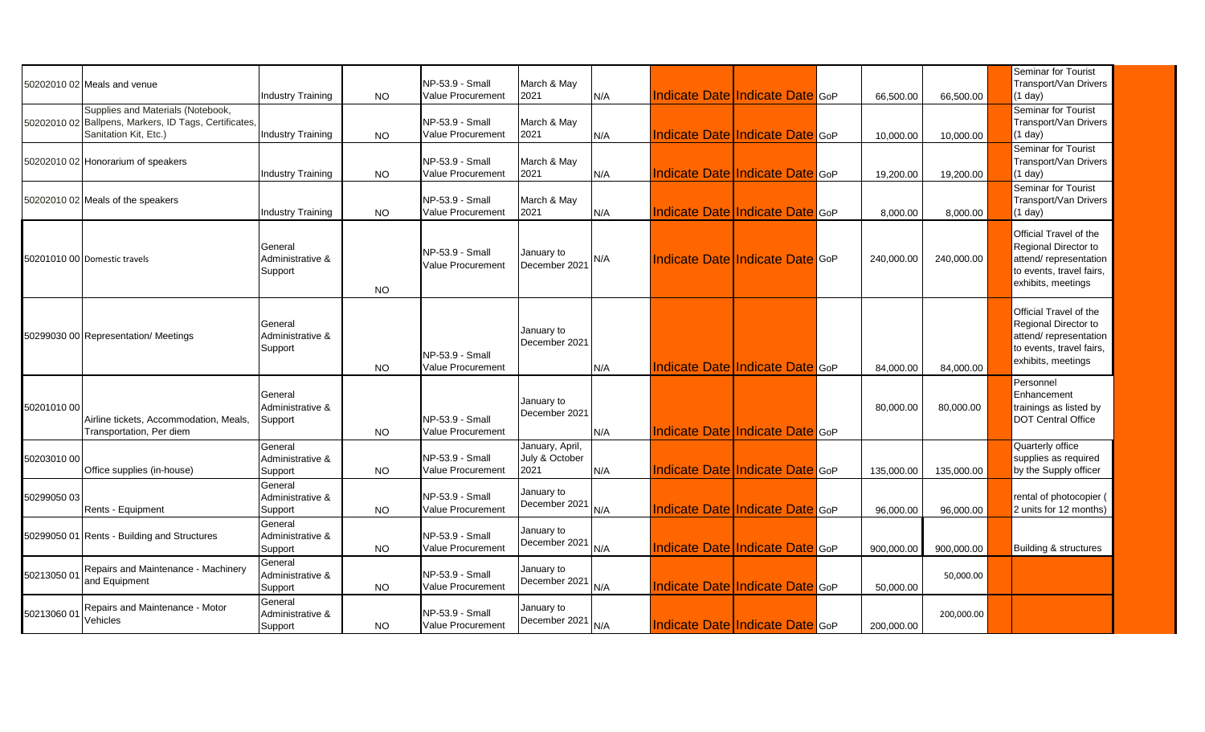| | | | | | | | | | | | | | | |
|---|---|---|---|---|---|---|---|---|---|---|---|---|---|---|
| 50202010 02 | Meals and venue | Industry Training | NO | NP-53.9 - Small Value Procurement | March & May 2021 | N/A | | Indicate Date | Indicate Date | GoP | 66,500.00 | 66,500.00 | | Seminar for Tourist Transport/Van Drivers (1 day) |
| 50202010 02 | Supplies and Materials (Notebook, Ballpens, Markers, ID Tags, Certificates, Sanitation Kit, Etc.) | Industry Training | NO | NP-53.9 - Small Value Procurement | March & May 2021 | N/A | | Indicate Date | Indicate Date | GoP | 10,000.00 | 10,000.00 | | Seminar for Tourist Transport/Van Drivers (1 day) |
| 50202010 02 | Honorarium of speakers | Industry Training | NO | NP-53.9 - Small Value Procurement | March & May 2021 | N/A | | Indicate Date | Indicate Date | GoP | 19,200.00 | 19,200.00 | | Seminar for Tourist Transport/Van Drivers (1 day) |
| 50202010 02 | Meals of the speakers | Industry Training | NO | NP-53.9 - Small Value Procurement | March & May 2021 | N/A | | Indicate Date | Indicate Date | GoP | 8,000.00 | 8,000.00 | | Seminar for Tourist Transport/Van Drivers (1 day) |
| 50201010 00 | Domestic travels | General Administrative & Support | NO | NP-53.9 - Small Value Procurement | January to December 2021 | N/A | | Indicate Date | Indicate Date | GoP | 240,000.00 | 240,000.00 | | Official Travel of the Regional Director to attend/ representation to events, travel fairs, exhibits, meetings |
| 50299030 00 | Representation/ Meetings | General Administrative & Support | NO | NP-53.9 - Small Value Procurement | January to December 2021 | N/A | | Indicate Date | Indicate Date | GoP | 84,000.00 | 84,000.00 | | Official Travel of the Regional Director to attend/ representation to events, travel fairs, exhibits, meetings |
| 50201010 00 | Airline tickets, Accommodation, Meals, Transportation, Per diem | General Administrative & Support | NO | NP-53.9 - Small Value Procurement | January to December 2021 | N/A | | Indicate Date | Indicate Date | GoP | 80,000.00 | 80,000.00 | | Personnel Enhancement trainings as listed by DOT Central Office |
| 50203010 00 | Office supplies (in-house) | General Administrative & Support | NO | NP-53.9 - Small Value Procurement | January, April, July & October 2021 | N/A | | Indicate Date | Indicate Date | GoP | 135,000.00 | 135,000.00 | | Quarterly office supplies as required by the Supply officer |
| 50299050 03 | Rents - Equipment | General Administrative & Support | NO | NP-53.9 - Small Value Procurement | January to December 2021 | N/A | | Indicate Date | Indicate Date | GoP | 96,000.00 | 96,000.00 | | rental of photocopier ( 2 units for 12 months) |
| 50299050 01 | Rents - Building and Structures | General Administrative & Support | NO | NP-53.9 - Small Value Procurement | January to December 2021 | N/A | | Indicate Date | Indicate Date | GoP | 900,000.00 | 900,000.00 | | Building & structures |
| 50213050 01 | Repairs and Maintenance - Machinery and Equipment | General Administrative & Support | NO | NP-53.9 - Small Value Procurement | January to December 2021 | N/A | | Indicate Date | Indicate Date | GoP | 50,000.00 | 50,000.00 | | |
| 50213060 01 | Repairs and Maintenance - Motor Vehicles | General Administrative & Support | NO | NP-53.9 - Small Value Procurement | January to December 2021 | N/A | | Indicate Date | Indicate Date | GoP | 200,000.00 | 200,000.00 | | |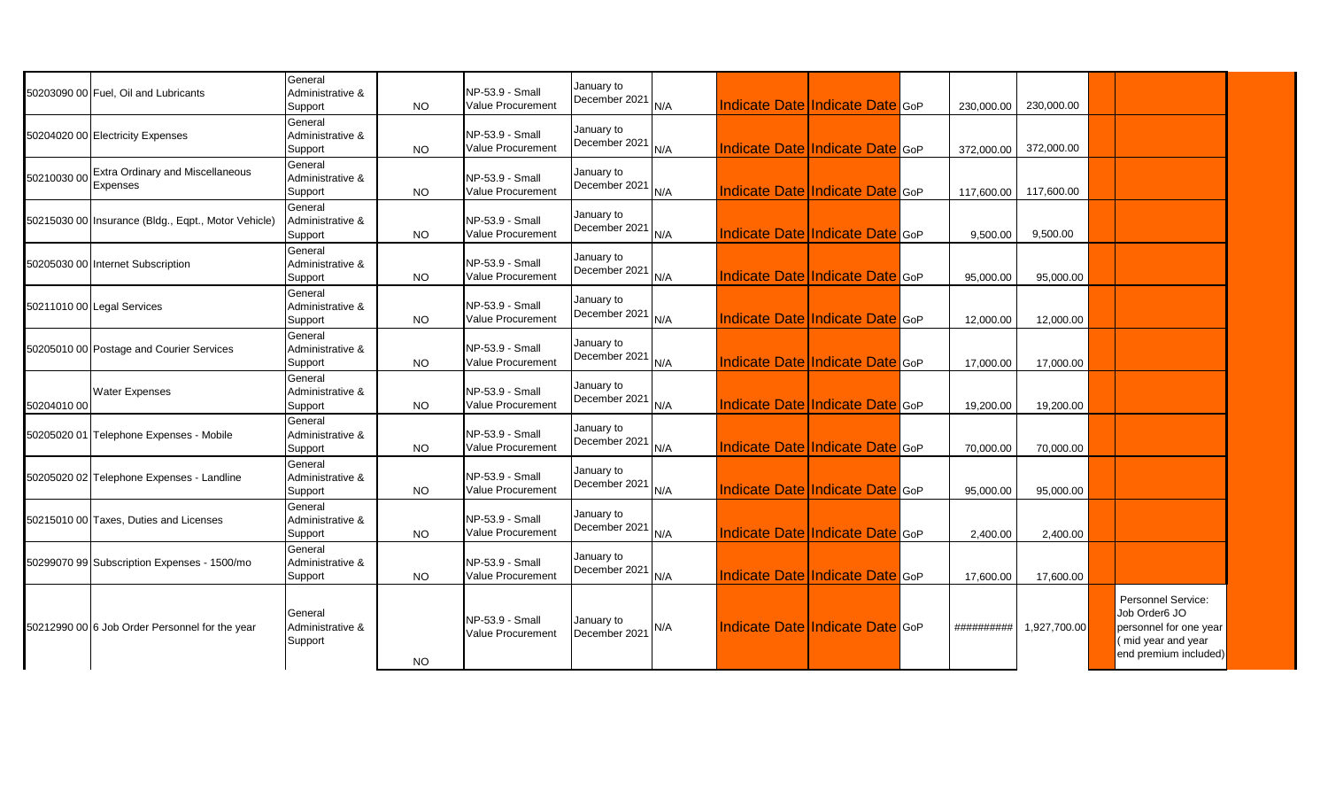| | | | | | | | | | | | | | | |
|---|---|---|---|---|---|---|---|---|---|---|---|---|---|---|
| 50203090 00 | Fuel, Oil and Lubricants | General Administrative & Support | NO | NP-53.9 - Small Value Procurement | January to December 2021 | N/A | Indicate Date | Indicate Date | GoP | 230,000.00 | 230,000.00 | | | |
| 50204020 00 | Electricity Expenses | General Administrative & Support | NO | NP-53.9 - Small Value Procurement | January to December 2021 | N/A | Indicate Date | Indicate Date | GoP | 372,000.00 | 372,000.00 | | | |
| 50210030 00 | Extra Ordinary and Miscellaneous Expenses | General Administrative & Support | NO | NP-53.9 - Small Value Procurement | January to December 2021 | N/A | Indicate Date | Indicate Date | GoP | 117,600.00 | 117,600.00 | | | |
| 50215030 00 | Insurance (Bldg., Eqpt., Motor Vehicle) | General Administrative & Support | NO | NP-53.9 - Small Value Procurement | January to December 2021 | N/A | Indicate Date | Indicate Date | GoP | 9,500.00 | 9,500.00 | | | |
| 50205030 00 | Internet Subscription | General Administrative & Support | NO | NP-53.9 - Small Value Procurement | January to December 2021 | N/A | Indicate Date | Indicate Date | GoP | 95,000.00 | 95,000.00 | | | |
| 50211010 00 | Legal Services | General Administrative & Support | NO | NP-53.9 - Small Value Procurement | January to December 2021 | N/A | Indicate Date | Indicate Date | GoP | 12,000.00 | 12,000.00 | | | |
| 50205010 00 | Postage and Courier Services | General Administrative & Support | NO | NP-53.9 - Small Value Procurement | January to December 2021 | N/A | Indicate Date | Indicate Date | GoP | 17,000.00 | 17,000.00 | | | |
| 50204010 00 | Water Expenses | General Administrative & Support | NO | NP-53.9 - Small Value Procurement | January to December 2021 | N/A | Indicate Date | Indicate Date | GoP | 19,200.00 | 19,200.00 | | | |
| 50205020 01 | Telephone Expenses - Mobile | General Administrative & Support | NO | NP-53.9 - Small Value Procurement | January to December 2021 | N/A | Indicate Date | Indicate Date | GoP | 70,000.00 | 70,000.00 | | | |
| 50205020 02 | Telephone Expenses - Landline | General Administrative & Support | NO | NP-53.9 - Small Value Procurement | January to December 2021 | N/A | Indicate Date | Indicate Date | GoP | 95,000.00 | 95,000.00 | | | |
| 50215010 00 | Taxes, Duties and Licenses | General Administrative & Support | NO | NP-53.9 - Small Value Procurement | January to December 2021 | N/A | Indicate Date | Indicate Date | GoP | 2,400.00 | 2,400.00 | | | |
| 50299070 99 | Subscription Expenses - 1500/mo | General Administrative & Support | NO | NP-53.9 - Small Value Procurement | January to December 2021 | N/A | Indicate Date | Indicate Date | GoP | 17,600.00 | 17,600.00 | | | |
| 50212990 00 | 6 Job Order Personnel for the year | General Administrative & Support | NO | NP-53.9 - Small Value Procurement | January to December 2021 | N/A | Indicate Date | Indicate Date | GoP | ########## | 1,927,700.00 | | Personnel Service: Job Order6 JO personnel for one year ( mid year and year end premium included) | |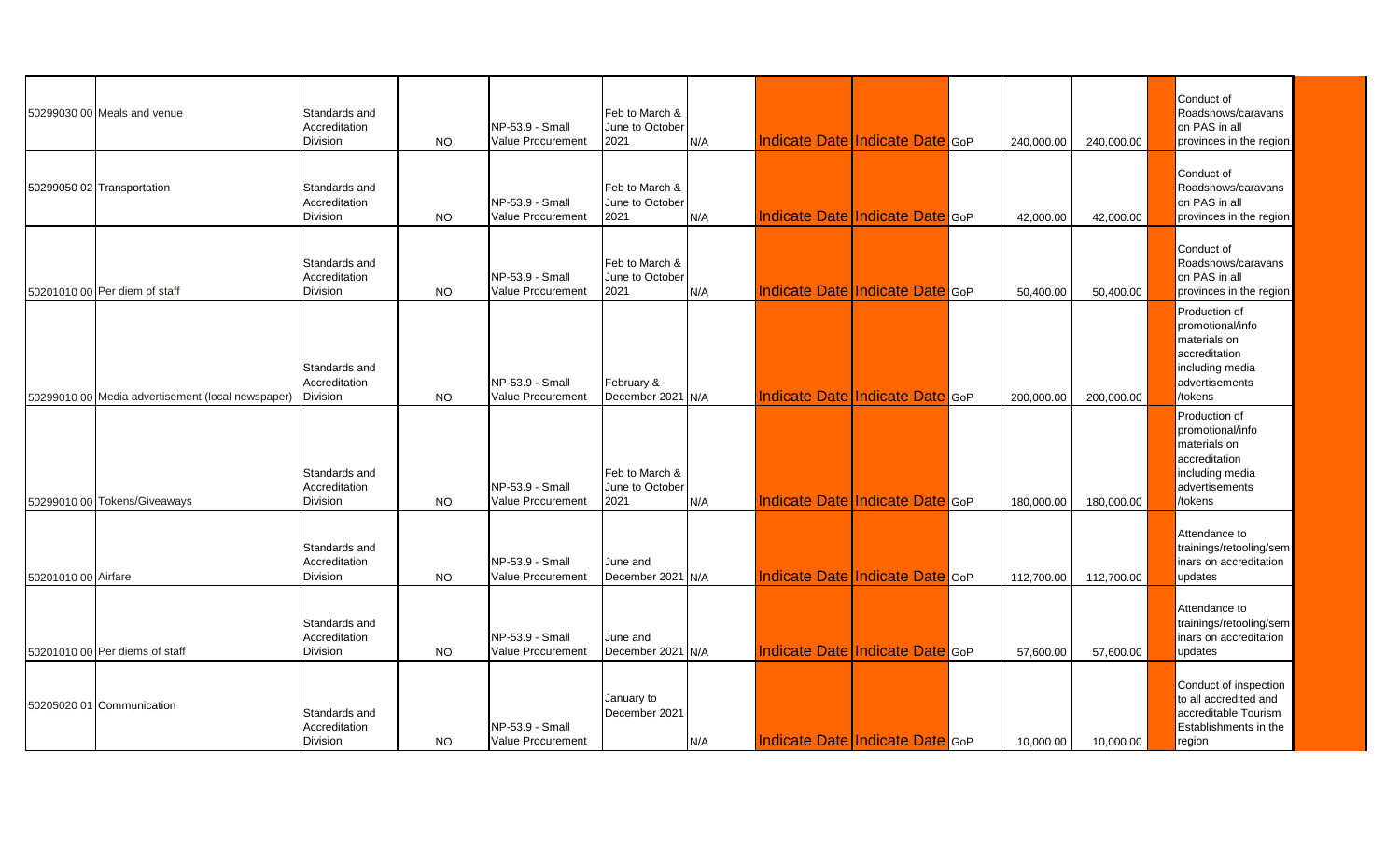| | | | | | | | | | | | | | | | |
|---|---|---|---|---|---|---|---|---|---|---|---|---|---|---|---|
| 50299030 00 | Meals and venue | Standards and Accreditation Division | NO | NP-53.9 - Small Value Procurement | Feb to March & June to October 2021 | N/A | | Indicate Date | Indicate Date | GoP | 240,000.00 | 240,000.00 | | Conduct of Roadshows/caravans on PAS in all provinces in the region | |
| 50299050 02 | Transportation | Standards and Accreditation Division | NO | NP-53.9 - Small Value Procurement | Feb to March & June to October 2021 | N/A | | Indicate Date | Indicate Date | GoP | 42,000.00 | 42,000.00 | | Conduct of Roadshows/caravans on PAS in all provinces in the region | |
| 50201010 00 | Per diem of staff | Standards and Accreditation Division | NO | NP-53.9 - Small Value Procurement | Feb to March & June to October 2021 | N/A | | Indicate Date | Indicate Date | GoP | 50,400.00 | 50,400.00 | | Conduct of Roadshows/caravans on PAS in all provinces in the region | |
| 50299010 00 | Media advertisement (local newspaper) | Standards and Accreditation Division | NO | NP-53.9 - Small Value Procurement | February & December 2021 | N/A | | Indicate Date | Indicate Date | GoP | 200,000.00 | 200,000.00 | | Production of promotional/info materials on accreditation including media advertisements /tokens | |
| 50299010 00 | Tokens/Giveaways | Standards and Accreditation Division | NO | NP-53.9 - Small Value Procurement | Feb to March & June to October 2021 | N/A | | Indicate Date | Indicate Date | GoP | 180,000.00 | 180,000.00 | | Production of promotional/info materials on accreditation including media advertisements /tokens | |
| 50201010 00 | Airfare | Standards and Accreditation Division | NO | NP-53.9 - Small Value Procurement | June and December 2021 | N/A | | Indicate Date | Indicate Date | GoP | 112,700.00 | 112,700.00 | | Attendance to trainings/retooling/seminars on accreditation updates | |
| 50201010 00 | Per diems of staff | Standards and Accreditation Division | NO | NP-53.9 - Small Value Procurement | June and December 2021 | N/A | | Indicate Date | Indicate Date | GoP | 57,600.00 | 57,600.00 | | Attendance to trainings/retooling/seminars on accreditation updates | |
| 50205020 01 | Communication | Standards and Accreditation Division | NO | NP-53.9 - Small Value Procurement | January to December 2021 | N/A | | Indicate Date | Indicate Date | GoP | 10,000.00 | 10,000.00 | | Conduct of inspection to all accredited and accreditable Tourism Establishments in the region | |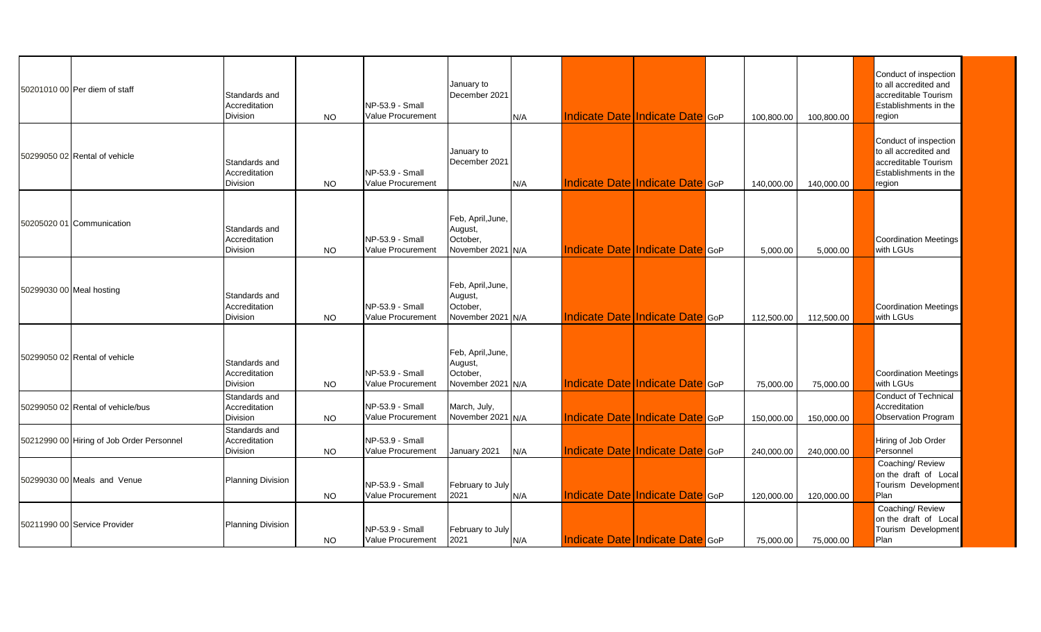| | | | | | | | | | | | | | | |
|---|---|---|---|---|---|---|---|---|---|---|---|---|---|---|
| 50201010 00 | Per diem of staff | Standards and Accreditation Division | NO | NP-53.9 - Small Value Procurement | January to December 2021 | N/A | | Indicate Date | Indicate Date | GoP | 100,800.00 | 100,800.00 | | Conduct of inspection to all accredited and accreditable Tourism Establishments in the region |
| 50299050 02 | Rental of vehicle | Standards and Accreditation Division | NO | NP-53.9 - Small Value Procurement | January to December 2021 | N/A | | Indicate Date | Indicate Date | GoP | 140,000.00 | 140,000.00 | | Conduct of inspection to all accredited and accreditable Tourism Establishments in the region |
| 50205020 01 | Communication | Standards and Accreditation Division | NO | NP-53.9 - Small Value Procurement | Feb, April,June, August, October, November 2021 | N/A | | Indicate Date | Indicate Date | GoP | 5,000.00 | 5,000.00 | | Coordination Meetings with LGUs |
| 50299030 00 | Meal hosting | Standards and Accreditation Division | NO | NP-53.9 - Small Value Procurement | Feb, April,June, August, October, November 2021 | N/A | | Indicate Date | Indicate Date | GoP | 112,500.00 | 112,500.00 | | Coordination Meetings with LGUs |
| 50299050 02 | Rental of vehicle | Standards and Accreditation Division | NO | NP-53.9 - Small Value Procurement | Feb, April,June, August, October, November 2021 | N/A | | Indicate Date | Indicate Date | GoP | 75,000.00 | 75,000.00 | | Coordination Meetings with LGUs |
| 50299050 02 | Rental of vehicle/bus | Standards and Accreditation Division | NO | NP-53.9 - Small Value Procurement | March, July, November 2021 | N/A | | Indicate Date | Indicate Date | GoP | 150,000.00 | 150,000.00 | | Conduct of Technical Accreditation Observation Program |
| 50212990 00 | Hiring of Job Order Personnel | Standards and Accreditation Division | NO | NP-53.9 - Small Value Procurement | January 2021 | N/A | | Indicate Date | Indicate Date | GoP | 240,000.00 | 240,000.00 | | Hiring of Job Order Personnel |
| 50299030 00 | Meals and Venue | Planning Division | NO | NP-53.9 - Small Value Procurement | February to July 2021 | N/A | | Indicate Date | Indicate Date | GoP | 120,000.00 | 120,000.00 | | Coaching/ Review on the draft of Local Tourism Development Plan |
| 50211990 00 | Service Provider | Planning Division | NO | NP-53.9 - Small Value Procurement | February to July 2021 | N/A | | Indicate Date | Indicate Date | GoP | 75,000.00 | 75,000.00 | | Coaching/ Review on the draft of Local Tourism Development Plan |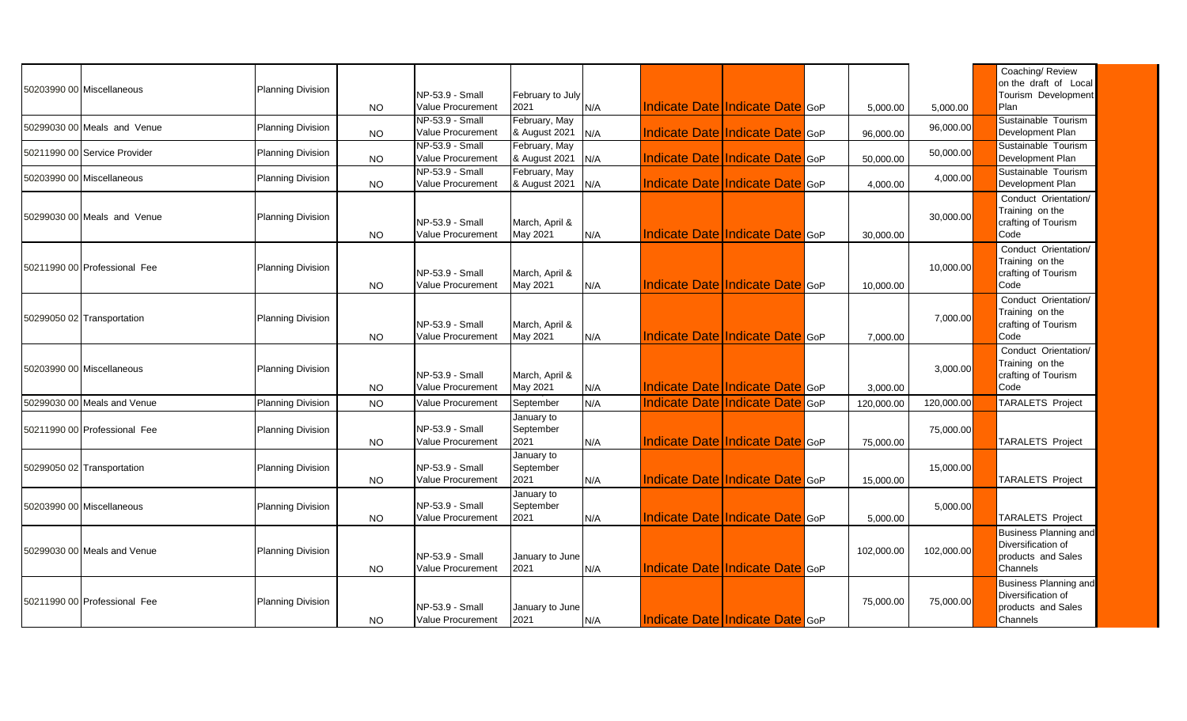| | | | | | | | | | | | | | | | |
|---|---|---|---|---|---|---|---|---|---|---|---|---|---|---|---|
| 50203990 00 | Miscellaneous | Planning Division | NO | NP-53.9 - Small Value Procurement | February to July 2021 | N/A | | Indicate Date | Indicate Date | GoP | 5,000.00 | 5,000.00 | | Coaching/ Review on the draft of Local Tourism Development Plan | |
| 50299030 00 | Meals and Venue | Planning Division | NO | NP-53.9 - Small Value Procurement | February, May & August 2021 | N/A | | Indicate Date | Indicate Date | GoP | 96,000.00 | 96,000.00 | | Sustainable Tourism Development Plan | |
| 50211990 00 | Service Provider | Planning Division | NO | NP-53.9 - Small Value Procurement | February, May & August 2021 | N/A | | Indicate Date | Indicate Date | GoP | 50,000.00 | 50,000.00 | | Sustainable Tourism Development Plan | |
| 50203990 00 | Miscellaneous | Planning Division | NO | NP-53.9 - Small Value Procurement | February, May & August 2021 | N/A | | Indicate Date | Indicate Date | GoP | 4,000.00 | 4,000.00 | | Sustainable Tourism Development Plan | |
| 50299030 00 | Meals and Venue | Planning Division | NO | NP-53.9 - Small Value Procurement | March, April & May 2021 | N/A | | Indicate Date | Indicate Date | GoP | 30,000.00 | 30,000.00 | | Conduct Orientation/ Training on the crafting of Tourism Code | |
| 50211990 00 | Professional Fee | Planning Division | NO | NP-53.9 - Small Value Procurement | March, April & May 2021 | N/A | | Indicate Date | Indicate Date | GoP | 10,000.00 | 10,000.00 | | Conduct Orientation/ Training on the crafting of Tourism Code | |
| 50299050 02 | Transportation | Planning Division | NO | NP-53.9 - Small Value Procurement | March, April & May 2021 | N/A | | Indicate Date | Indicate Date | GoP | 7,000.00 | 7,000.00 | | Conduct Orientation/ Training on the crafting of Tourism Code | |
| 50203990 00 | Miscellaneous | Planning Division | NO | NP-53.9 - Small Value Procurement | March, April & May 2021 | N/A | | Indicate Date | Indicate Date | GoP | 3,000.00 | 3,000.00 | | Conduct Orientation/ Training on the crafting of Tourism Code | |
| 50299030 00 | Meals and Venue | Planning Division | NO | Value Procurement | September | N/A | | Indicate Date | Indicate Date | GoP | 120,000.00 | 120,000.00 | | TARALETS Project | |
| 50211990 00 | Professional Fee | Planning Division | NO | NP-53.9 - Small Value Procurement | January to September 2021 | N/A | | Indicate Date | Indicate Date | GoP | 75,000.00 | 75,000.00 | | TARALETS Project | |
| 50299050 02 | Transportation | Planning Division | NO | NP-53.9 - Small Value Procurement | January to September 2021 | N/A | | Indicate Date | Indicate Date | GoP | 15,000.00 | 15,000.00 | | TARALETS Project | |
| 50203990 00 | Miscellaneous | Planning Division | NO | NP-53.9 - Small Value Procurement | January to September 2021 | N/A | | Indicate Date | Indicate Date | GoP | 5,000.00 | 5,000.00 | | TARALETS Project | |
| 50299030 00 | Meals and Venue | Planning Division | NO | NP-53.9 - Small Value Procurement | January to June 2021 | N/A | | Indicate Date | Indicate Date | GoP | 102,000.00 | 102,000.00 | | Business Planning and Diversification of products and Sales Channels | |
| 50211990 00 | Professional Fee | Planning Division | NO | NP-53.9 - Small Value Procurement | January to June 2021 | N/A | | Indicate Date | Indicate Date | GoP | 75,000.00 | 75,000.00 | | Business Planning and Diversification of products and Sales Channels | |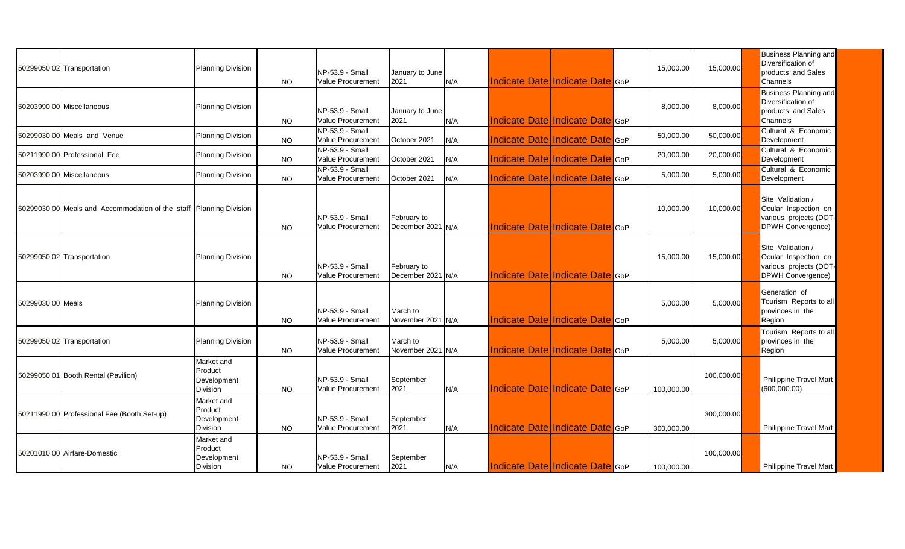| | | | | | | | | | | | | | |
|---|---|---|---|---|---|---|---|---|---|---|---|---|---|
| 50299050 02 | Transportation | Planning Division | NO | NP-53.9 - Small Value Procurement | January to June 2021 | N/A | Indicate Date | Indicate Date | GoP | 15,000.00 | 15,000.00 | | Business Planning and Diversification of products and Sales Channels |
| 50203990 00 | Miscellaneous | Planning Division | NO | NP-53.9 - Small Value Procurement | January to June 2021 | N/A | Indicate Date | Indicate Date | GoP | 8,000.00 | 8,000.00 | | Business Planning and Diversification of products and Sales Channels |
| 50299030 00 | Meals and Venue | Planning Division | NO | NP-53.9 - Small Value Procurement | October 2021 | N/A | Indicate Date | Indicate Date | GoP | 50,000.00 | 50,000.00 | | Cultural & Economic Development |
| 50211990 00 | Professional Fee | Planning Division | NO | NP-53.9 - Small Value Procurement | October 2021 | N/A | Indicate Date | Indicate Date | GoP | 20,000.00 | 20,000.00 | | Cultural & Economic Development |
| 50203990 00 | Miscellaneous | Planning Division | NO | NP-53.9 - Small Value Procurement | October 2021 | N/A | Indicate Date | Indicate Date | GoP | 5,000.00 | 5,000.00 | | Cultural & Economic Development |
| 50299030 00 | Meals and Accommodation of the staff | Planning Division | NO | NP-53.9 - Small Value Procurement | February to December 2021 | N/A | Indicate Date | Indicate Date | GoP | 10,000.00 | 10,000.00 | | Site Validation / Ocular Inspection on various projects (DOT-DPWH Convergence) |
| 50299050 02 | Transportation | Planning Division | NO | NP-53.9 - Small Value Procurement | February to December 2021 | N/A | Indicate Date | Indicate Date | GoP | 15,000.00 | 15,000.00 | | Site Validation / Ocular Inspection on various projects (DOT-DPWH Convergence) |
| 50299030 00 | Meals | Planning Division | NO | NP-53.9 - Small Value Procurement | March to November 2021 | N/A | Indicate Date | Indicate Date | GoP | 5,000.00 | 5,000.00 | | Generation of Tourism Reports to all provinces in the Region |
| 50299050 02 | Transportation | Planning Division | NO | NP-53.9 - Small Value Procurement | March to November 2021 | N/A | Indicate Date | Indicate Date | GoP | 5,000.00 | 5,000.00 | | Tourism Reports to all provinces in the Region |
| 50299050 01 | Booth Rental (Pavilion) | Market and Product Development Division | NO | NP-53.9 - Small Value Procurement | September 2021 | N/A | Indicate Date | Indicate Date | GoP | 100,000.00 | 100,000.00 | | Philippine Travel Mart (600,000.00) |
| 50211990 00 | Professional Fee (Booth Set-up) | Market and Product Development Division | NO | NP-53.9 - Small Value Procurement | September 2021 | N/A | Indicate Date | Indicate Date | GoP | 300,000.00 | 300,000.00 | | Philippine Travel Mart |
| 50201010 00 | Airfare-Domestic | Market and Product Development Division | NO | NP-53.9 - Small Value Procurement | September 2021 | N/A | Indicate Date | Indicate Date | GoP | 100,000.00 | 100,000.00 | | Philippine Travel Mart |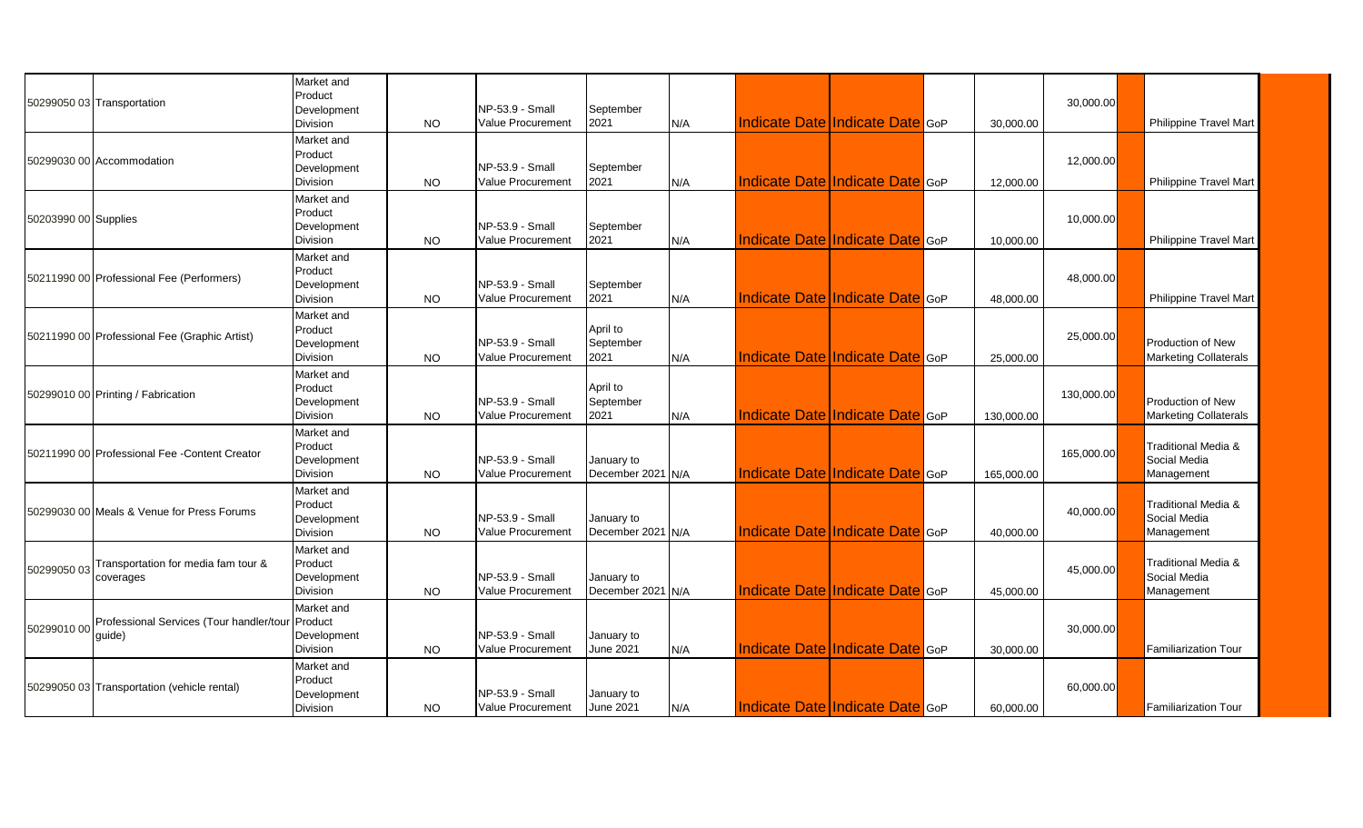| | | | | | | | | | | | | | | |
|---|---|---|---|---|---|---|---|---|---|---|---|---|---|---|
| 50299050 03 | Transportation | Market and Product Development Division | NO | NP-53.9 - Small Value Procurement | September 2021 | N/A | Indicate Date | Indicate Date | GoP | 30,000.00 | 30,000.00 | | Philippine Travel Mart | |
| 50299030 00 | Accommodation | Market and Product Development Division | NO | NP-53.9 - Small Value Procurement | September 2021 | N/A | Indicate Date | Indicate Date | GoP | 12,000.00 | 12,000.00 | | Philippine Travel Mart | |
| 50203990 00 | Supplies | Market and Product Development Division | NO | NP-53.9 - Small Value Procurement | September 2021 | N/A | Indicate Date | Indicate Date | GoP | 10,000.00 | 10,000.00 | | Philippine Travel Mart | |
| 50211990 00 | Professional Fee (Performers) | Market and Product Development Division | NO | NP-53.9 - Small Value Procurement | September 2021 | N/A | Indicate Date | Indicate Date | GoP | 48,000.00 | 48,000.00 | | Philippine Travel Mart | |
| 50211990 00 | Professional Fee (Graphic Artist) | Market and Product Development Division | NO | NP-53.9 - Small Value Procurement | April to September 2021 | N/A | Indicate Date | Indicate Date | GoP | 25,000.00 | 25,000.00 | | Production of New Marketing Collaterals | |
| 50299010 00 | Printing / Fabrication | Market and Product Development Division | NO | NP-53.9 - Small Value Procurement | April to September 2021 | N/A | Indicate Date | Indicate Date | GoP | 130,000.00 | 130,000.00 | | Production of New Marketing Collaterals | |
| 50211990 00 | Professional Fee -Content Creator | Market and Product Development Division | NO | NP-53.9 - Small Value Procurement | January to December 2021 | N/A | Indicate Date | Indicate Date | GoP | 165,000.00 | 165,000.00 | | Traditional Media & Social Media Management | |
| 50299030 00 | Meals & Venue for Press Forums | Market and Product Development Division | NO | NP-53.9 - Small Value Procurement | January to December 2021 | N/A | Indicate Date | Indicate Date | GoP | 40,000.00 | 40,000.00 | | Traditional Media & Social Media Management | |
| 50299050 03 | Transportation for media fam tour & coverages | Market and Product Development Division | NO | NP-53.9 - Small Value Procurement | January to December 2021 | N/A | Indicate Date | Indicate Date | GoP | 45,000.00 | 45,000.00 | | Traditional Media & Social Media Management | |
| 50299010 00 | Professional Services (Tour handler/tour guide) | Market and Product Development Division | NO | NP-53.9 - Small Value Procurement | January to June 2021 | N/A | Indicate Date | Indicate Date | GoP | 30,000.00 | 30,000.00 | | Familiarization Tour | |
| 50299050 03 | Transportation (vehicle rental) | Market and Product Development Division | NO | NP-53.9 - Small Value Procurement | January to June 2021 | N/A | Indicate Date | Indicate Date | GoP | 60,000.00 | 60,000.00 | | Familiarization Tour | |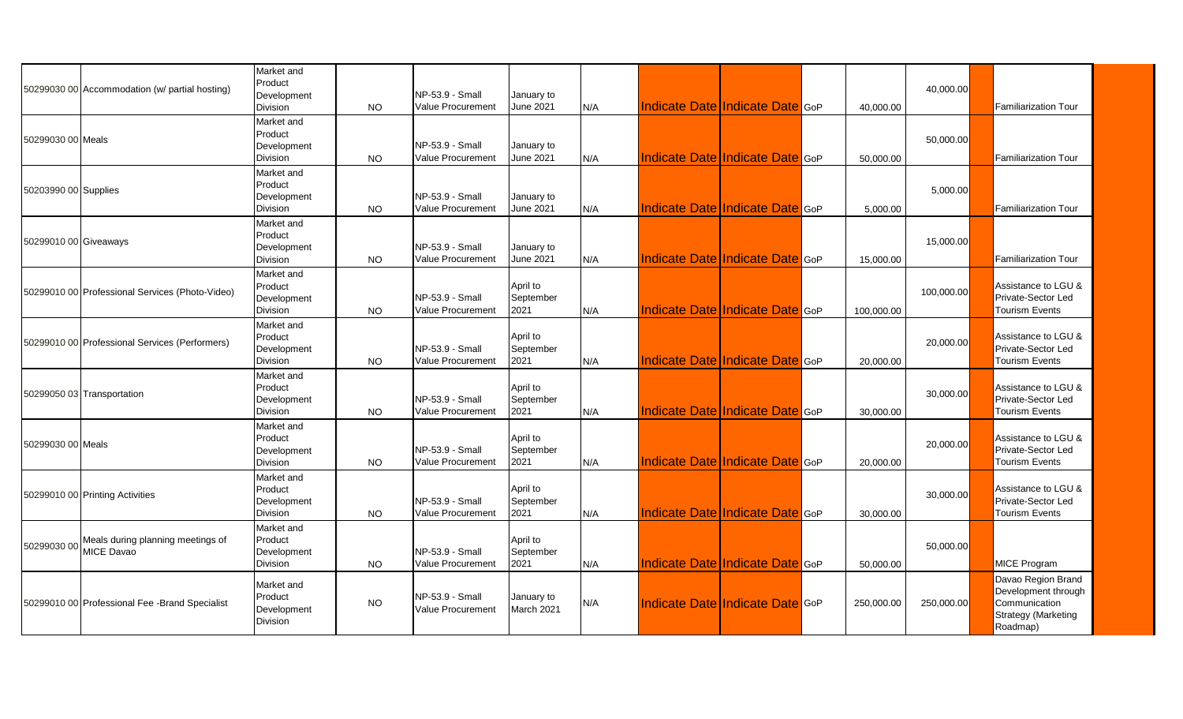| | | | | | | | | | | | | | | |
|---|---|---|---|---|---|---|---|---|---|---|---|---|---|---|
| 50299030 00 | Accommodation (w/ partial hosting) | Market and Product Development Division | NO | NP-53.9 - Small Value Procurement | January to June 2021 | N/A | Indicate Date | Indicate Date | GoP | 40,000.00 | 40,000.00 | | Familiarization Tour | |
| 50299030 00 | Meals | Market and Product Development Division | NO | NP-53.9 - Small Value Procurement | January to June 2021 | N/A | Indicate Date | Indicate Date | GoP | 50,000.00 | 50,000.00 | | Familiarization Tour | |
| 50203990 00 | Supplies | Market and Product Development Division | NO | NP-53.9 - Small Value Procurement | January to June 2021 | N/A | Indicate Date | Indicate Date | GoP | 5,000.00 | 5,000.00 | | Familiarization Tour | |
| 50299010 00 | Giveaways | Market and Product Development Division | NO | NP-53.9 - Small Value Procurement | January to June 2021 | N/A | Indicate Date | Indicate Date | GoP | 15,000.00 | 15,000.00 | | Familiarization Tour | |
| 50299010 00 | Professional Services (Photo-Video) | Market and Product Development Division | NO | NP-53.9 - Small Value Procurement | April to September 2021 | N/A | Indicate Date | Indicate Date | GoP | 100,000.00 | 100,000.00 | | Assistance to LGU & Private-Sector Led Tourism Events | |
| 50299010 00 | Professional Services (Performers) | Market and Product Development Division | NO | NP-53.9 - Small Value Procurement | April to September 2021 | N/A | Indicate Date | Indicate Date | GoP | 20,000.00 | 20,000.00 | | Assistance to LGU & Private-Sector Led Tourism Events | |
| 50299050 03 | Transportation | Market and Product Development Division | NO | NP-53.9 - Small Value Procurement | April to September 2021 | N/A | Indicate Date | Indicate Date | GoP | 30,000.00 | 30,000.00 | | Assistance to LGU & Private-Sector Led Tourism Events | |
| 50299030 00 | Meals | Market and Product Development Division | NO | NP-53.9 - Small Value Procurement | April to September 2021 | N/A | Indicate Date | Indicate Date | GoP | 20,000.00 | 20,000.00 | | Assistance to LGU & Private-Sector Led Tourism Events | |
| 50299010 00 | Printing Activities | Market and Product Development Division | NO | NP-53.9 - Small Value Procurement | April to September 2021 | N/A | Indicate Date | Indicate Date | GoP | 30,000.00 | 30,000.00 | | Assistance to LGU & Private-Sector Led Tourism Events | |
| 50299030 00 | Meals during planning meetings of MICE Davao | Market and Product Development Division | NO | NP-53.9 - Small Value Procurement | April to September 2021 | N/A | Indicate Date | Indicate Date | GoP | 50,000.00 | 50,000.00 | | MICE Program | |
| 50299010 00 | Professional Fee -Brand Specialist | Market and Product Development Division | NO | NP-53.9 - Small Value Procurement | January to March 2021 | N/A | Indicate Date | Indicate Date | GoP | 250,000.00 | 250,000.00 | | Davao Region Brand Development through Communication Strategy (Marketing Roadmap) | |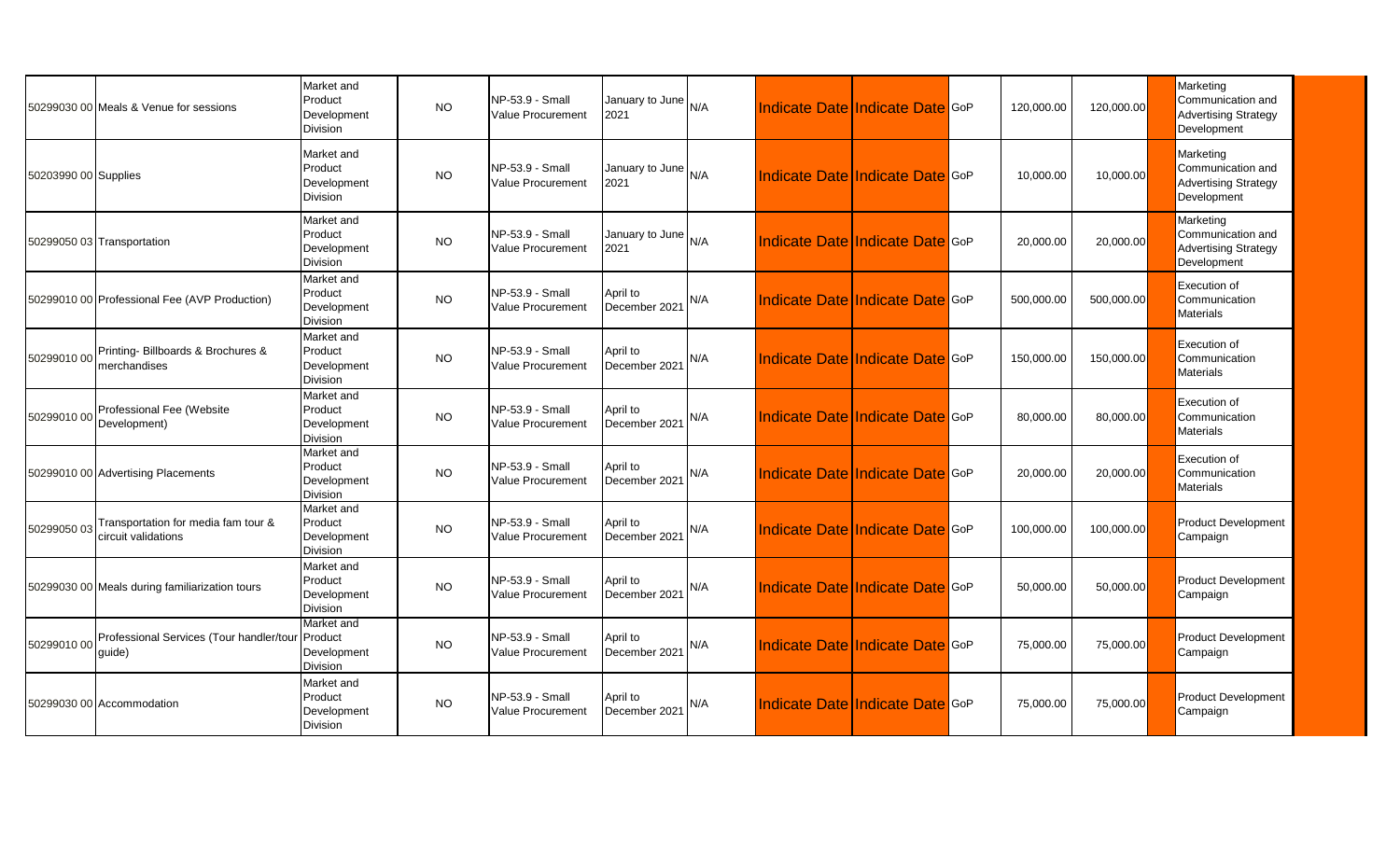| | | | | | | | | | | | | | | | |
|---|---|---|---|---|---|---|---|---|---|---|---|---|---|---|---|
| 50299030 00 | Meals & Venue for sessions | Market and Product Development Division | NO | NP-53.9 - Small Value Procurement | January to June 2021 | N/A | | Indicate Date | Indicate Date | GoP | 120,000.00 | 120,000.00 | | Marketing Communication and Advertising Strategy Development | |
| 50203990 00 | Supplies | Market and Product Development Division | NO | NP-53.9 - Small Value Procurement | January to June 2021 | N/A | | Indicate Date | Indicate Date | GoP | 10,000.00 | 10,000.00 | | Marketing Communication and Advertising Strategy Development | |
| 50299050 03 | Transportation | Market and Product Development Division | NO | NP-53.9 - Small Value Procurement | January to June 2021 | N/A | | Indicate Date | Indicate Date | GoP | 20,000.00 | 20,000.00 | | Marketing Communication and Advertising Strategy Development | |
| 50299010 00 | Professional Fee (AVP Production) | Market and Product Development Division | NO | NP-53.9 - Small Value Procurement | April to December 2021 | N/A | | Indicate Date | Indicate Date | GoP | 500,000.00 | 500,000.00 | | Execution of Communication Materials | |
| 50299010 00 | Printing- Billboards & Brochures & merchandises | Market and Product Development Division | NO | NP-53.9 - Small Value Procurement | April to December 2021 | N/A | | Indicate Date | Indicate Date | GoP | 150,000.00 | 150,000.00 | | Execution of Communication Materials | |
| 50299010 00 | Professional Fee (Website Development) | Market and Product Development Division | NO | NP-53.9 - Small Value Procurement | April to December 2021 | N/A | | Indicate Date | Indicate Date | GoP | 80,000.00 | 80,000.00 | | Execution of Communication Materials | |
| 50299010 00 | Advertising Placements | Market and Product Development Division | NO | NP-53.9 - Small Value Procurement | April to December 2021 | N/A | | Indicate Date | Indicate Date | GoP | 20,000.00 | 20,000.00 | | Execution of Communication Materials | |
| 50299050 03 | Transportation for media fam tour & circuit validations | Market and Product Development Division | NO | NP-53.9 - Small Value Procurement | April to December 2021 | N/A | | Indicate Date | Indicate Date | GoP | 100,000.00 | 100,000.00 | | Product Development Campaign | |
| 50299030 00 | Meals during familiarization tours | Market and Product Development Division | NO | NP-53.9 - Small Value Procurement | April to December 2021 | N/A | | Indicate Date | Indicate Date | GoP | 50,000.00 | 50,000.00 | | Product Development Campaign | |
| 50299010 00 | Professional Services (Tour handler/tour guide) | Market and Product Development Division | NO | NP-53.9 - Small Value Procurement | April to December 2021 | N/A | | Indicate Date | Indicate Date | GoP | 75,000.00 | 75,000.00 | | Product Development Campaign | |
| 50299030 00 | Accommodation | Market and Product Development Division | NO | NP-53.9 - Small Value Procurement | April to December 2021 | N/A | | Indicate Date | Indicate Date | GoP | 75,000.00 | 75,000.00 | | Product Development Campaign | |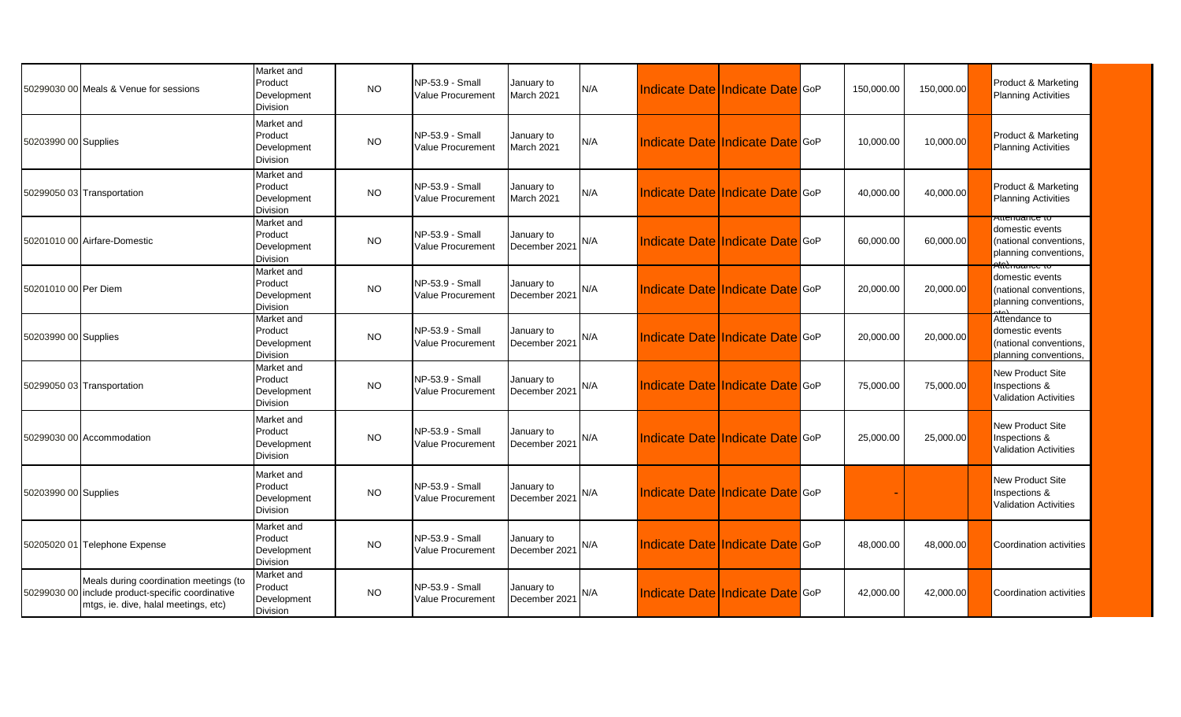| | | | | | | | | | | | | | | |
|---|---|---|---|---|---|---|---|---|---|---|---|---|---|---|
| 50299030 00 | Meals & Venue for sessions | Market and Product Development Division | NO | NP-53.9 - Small Value Procurement | January to March 2021 | N/A | Indicate Date | Indicate Date | GoP | 150,000.00 | 150,000.00 | | Product & Marketing Planning Activities | |
| 50203990 00 | Supplies | Market and Product Development Division | NO | NP-53.9 - Small Value Procurement | January to March 2021 | N/A | Indicate Date | Indicate Date | GoP | 10,000.00 | 10,000.00 | | Product & Marketing Planning Activities | |
| 50299050 03 | Transportation | Market and Product Development Division | NO | NP-53.9 - Small Value Procurement | January to March 2021 | N/A | Indicate Date | Indicate Date | GoP | 40,000.00 | 40,000.00 | | Product & Marketing Planning Activities | |
| 50201010 00 | Airfare-Domestic | Market and Product Development Division | NO | NP-53.9 - Small Value Procurement | January to December 2021 | N/A | Indicate Date | Indicate Date | GoP | 60,000.00 | 60,000.00 | | Attendance to domestic events (national conventions, planning conventions, | |
| 50201010 00 | Per Diem | Market and Product Development Division | NO | NP-53.9 - Small Value Procurement | January to December 2021 | N/A | Indicate Date | Indicate Date | GoP | 20,000.00 | 20,000.00 | | Attendance to domestic events (national conventions, planning conventions, | |
| 50203990 00 | Supplies | Market and Product Development Division | NO | NP-53.9 - Small Value Procurement | January to December 2021 | N/A | Indicate Date | Indicate Date | GoP | 20,000.00 | 20,000.00 | | Attendance to domestic events (national conventions, planning conventions, | |
| 50299050 03 | Transportation | Market and Product Development Division | NO | NP-53.9 - Small Value Procurement | January to December 2021 | N/A | Indicate Date | Indicate Date | GoP | 75,000.00 | 75,000.00 | | New Product Site Inspections & Validation Activities | |
| 50299030 00 | Accommodation | Market and Product Development Division | NO | NP-53.9 - Small Value Procurement | January to December 2021 | N/A | Indicate Date | Indicate Date | GoP | 25,000.00 | 25,000.00 | | New Product Site Inspections & Validation Activities | |
| 50203990 00 | Supplies | Market and Product Development Division | NO | NP-53.9 - Small Value Procurement | January to December 2021 | N/A | Indicate Date | Indicate Date | GoP | - | | | New Product Site Inspections & Validation Activities | |
| 50205020 01 | Telephone Expense | Market and Product Development Division | NO | NP-53.9 - Small Value Procurement | January to December 2021 | N/A | Indicate Date | Indicate Date | GoP | 48,000.00 | 48,000.00 | | Coordination activities | |
| 50299030 00 | Meals during coordination meetings (to include product-specific coordinative mtgs, ie. dive, halal meetings, etc) | Market and Product Development Division | NO | NP-53.9 - Small Value Procurement | January to December 2021 | N/A | Indicate Date | Indicate Date | GoP | 42,000.00 | 42,000.00 | | Coordination activities | |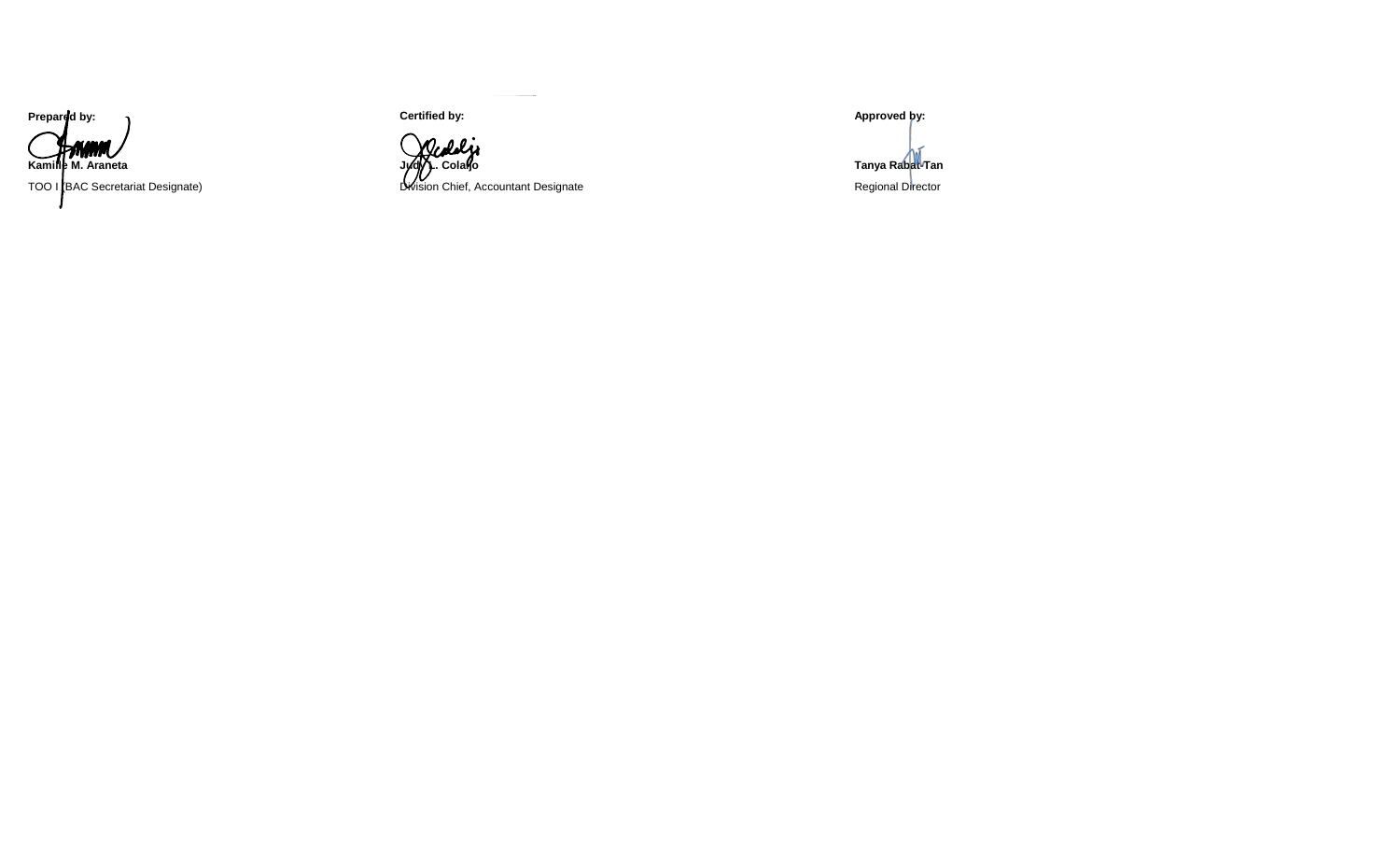| Prepared by: | Certified by: | Approved by: |
|---|---|---|
| **Kamille M. Araneta** | **Judy L. Colado** | **Tanya Rabat-Tan** |
| TOO I (BAC Secretariat Designate) | Division Chief, Accountant Designate | Regional Director |